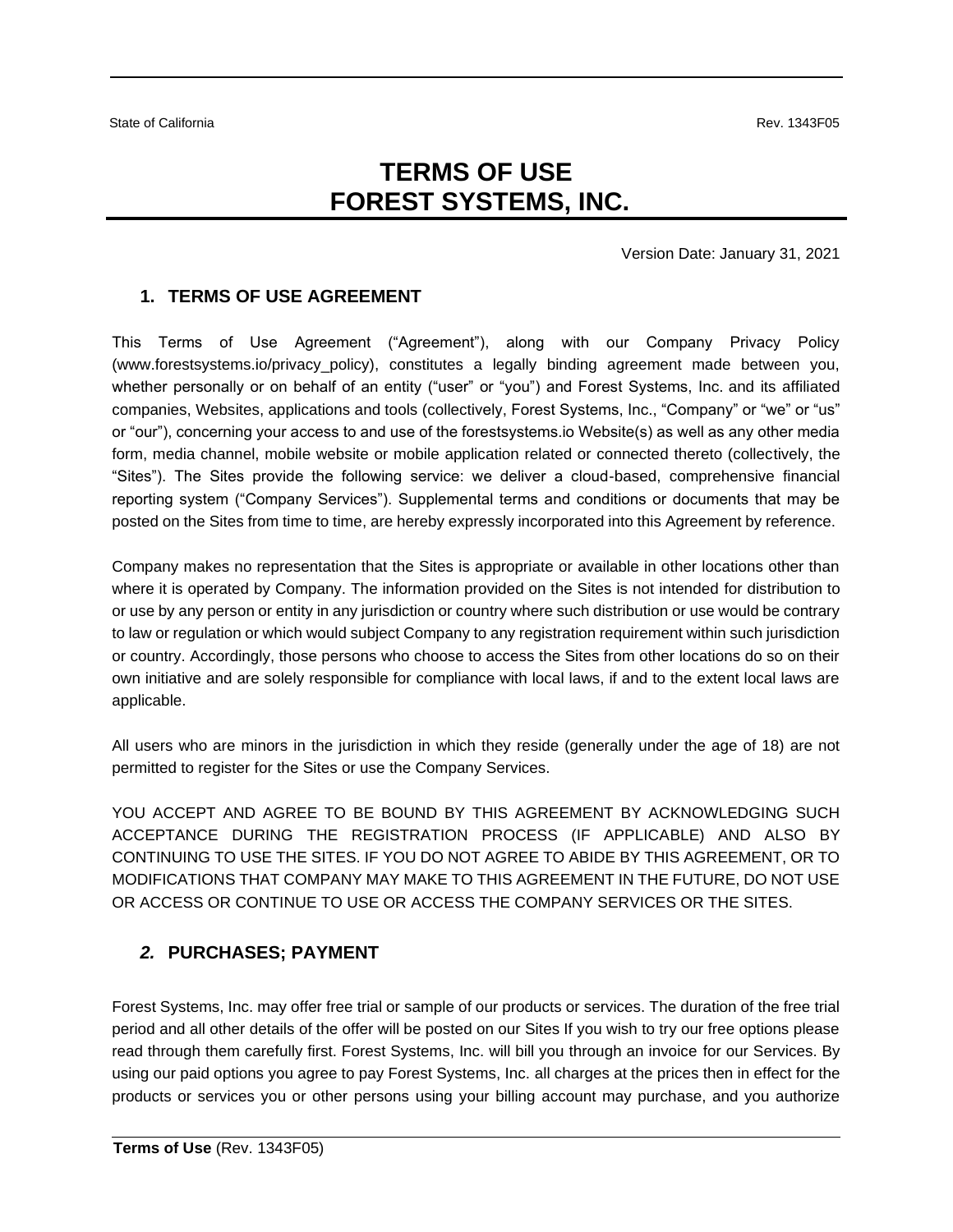State of California Rev. 1343F05

# TERMS OF USE
# FOREST SYSTEMS, INC.

Version Date: January 31, 2021

## 1. TERMS OF USE AGREEMENT

This Terms of Use Agreement ("Agreement"), along with our Company Privacy Policy (www.forestsystems.io/privacy_policy), constitutes a legally binding agreement made between you, whether personally or on behalf of an entity ("user" or "you") and Forest Systems, Inc. and its affiliated companies, Websites, applications and tools (collectively, Forest Systems, Inc., "Company" or "we" or "us" or "our"), concerning your access to and use of the forestsystems.io Website(s) as well as any other media form, media channel, mobile website or mobile application related or connected thereto (collectively, the "Sites"). The Sites provide the following service: we deliver a cloud-based, comprehensive financial reporting system ("Company Services"). Supplemental terms and conditions or documents that may be posted on the Sites from time to time, are hereby expressly incorporated into this Agreement by reference.

Company makes no representation that the Sites is appropriate or available in other locations other than where it is operated by Company. The information provided on the Sites is not intended for distribution to or use by any person or entity in any jurisdiction or country where such distribution or use would be contrary to law or regulation or which would subject Company to any registration requirement within such jurisdiction or country. Accordingly, those persons who choose to access the Sites from other locations do so on their own initiative and are solely responsible for compliance with local laws, if and to the extent local laws are applicable.

All users who are minors in the jurisdiction in which they reside (generally under the age of 18) are not permitted to register for the Sites or use the Company Services.

YOU ACCEPT AND AGREE TO BE BOUND BY THIS AGREEMENT BY ACKNOWLEDGING SUCH ACCEPTANCE DURING THE REGISTRATION PROCESS (IF APPLICABLE) AND ALSO BY CONTINUING TO USE THE SITES. IF YOU DO NOT AGREE TO ABIDE BY THIS AGREEMENT, OR TO MODIFICATIONS THAT COMPANY MAY MAKE TO THIS AGREEMENT IN THE FUTURE, DO NOT USE OR ACCESS OR CONTINUE TO USE OR ACCESS THE COMPANY SERVICES OR THE SITES.

## *2.* PURCHASES; PAYMENT

Forest Systems, Inc. may offer free trial or sample of our products or services. The duration of the free trial period and all other details of the offer will be posted on our Sites If you wish to try our free options please read through them carefully first. Forest Systems, Inc. will bill you through an invoice for our Services. By using our paid options you agree to pay Forest Systems, Inc. all charges at the prices then in effect for the products or services you or other persons using your billing account may purchase, and you authorize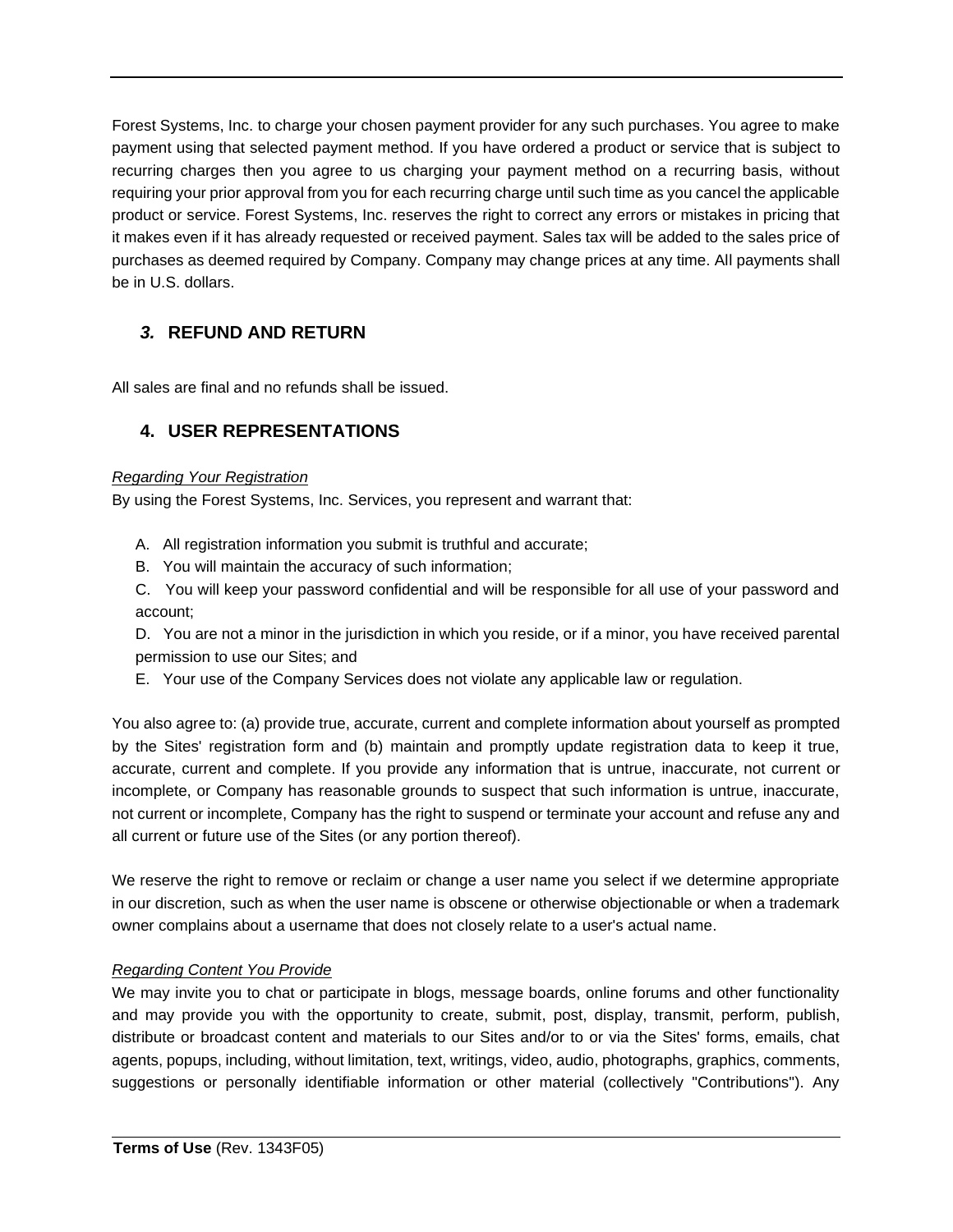Forest Systems, Inc. to charge your chosen payment provider for any such purchases. You agree to make payment using that selected payment method. If you have ordered a product or service that is subject to recurring charges then you agree to us charging your payment method on a recurring basis, without requiring your prior approval from you for each recurring charge until such time as you cancel the applicable product or service. Forest Systems, Inc. reserves the right to correct any errors or mistakes in pricing that it makes even if it has already requested or received payment. Sales tax will be added to the sales price of purchases as deemed required by Company. Company may change prices at any time. All payments shall be in U.S. dollars.

## *3.* REFUND AND RETURN

All sales are final and no refunds shall be issued.

## 4. USER REPRESENTATIONS

*Regarding Your Registration*

By using the Forest Systems, Inc. Services, you represent and warrant that:

A. All registration information you submit is truthful and accurate;

B. You will maintain the accuracy of such information;

C. You will keep your password confidential and will be responsible for all use of your password and account;

D. You are not a minor in the jurisdiction in which you reside, or if a minor, you have received parental permission to use our Sites; and

E. Your use of the Company Services does not violate any applicable law or regulation.

You also agree to: (a) provide true, accurate, current and complete information about yourself as prompted by the Sites' registration form and (b) maintain and promptly update registration data to keep it true, accurate, current and complete. If you provide any information that is untrue, inaccurate, not current or incomplete, or Company has reasonable grounds to suspect that such information is untrue, inaccurate, not current or incomplete, Company has the right to suspend or terminate your account and refuse any and all current or future use of the Sites (or any portion thereof).

We reserve the right to remove or reclaim or change a user name you select if we determine appropriate in our discretion, such as when the user name is obscene or otherwise objectionable or when a trademark owner complains about a username that does not closely relate to a user's actual name.

*Regarding Content You Provide*

We may invite you to chat or participate in blogs, message boards, online forums and other functionality and may provide you with the opportunity to create, submit, post, display, transmit, perform, publish, distribute or broadcast content and materials to our Sites and/or to or via the Sites' forms, emails, chat agents, popups, including, without limitation, text, writings, video, audio, photographs, graphics, comments, suggestions or personally identifiable information or other material (collectively "Contributions"). Any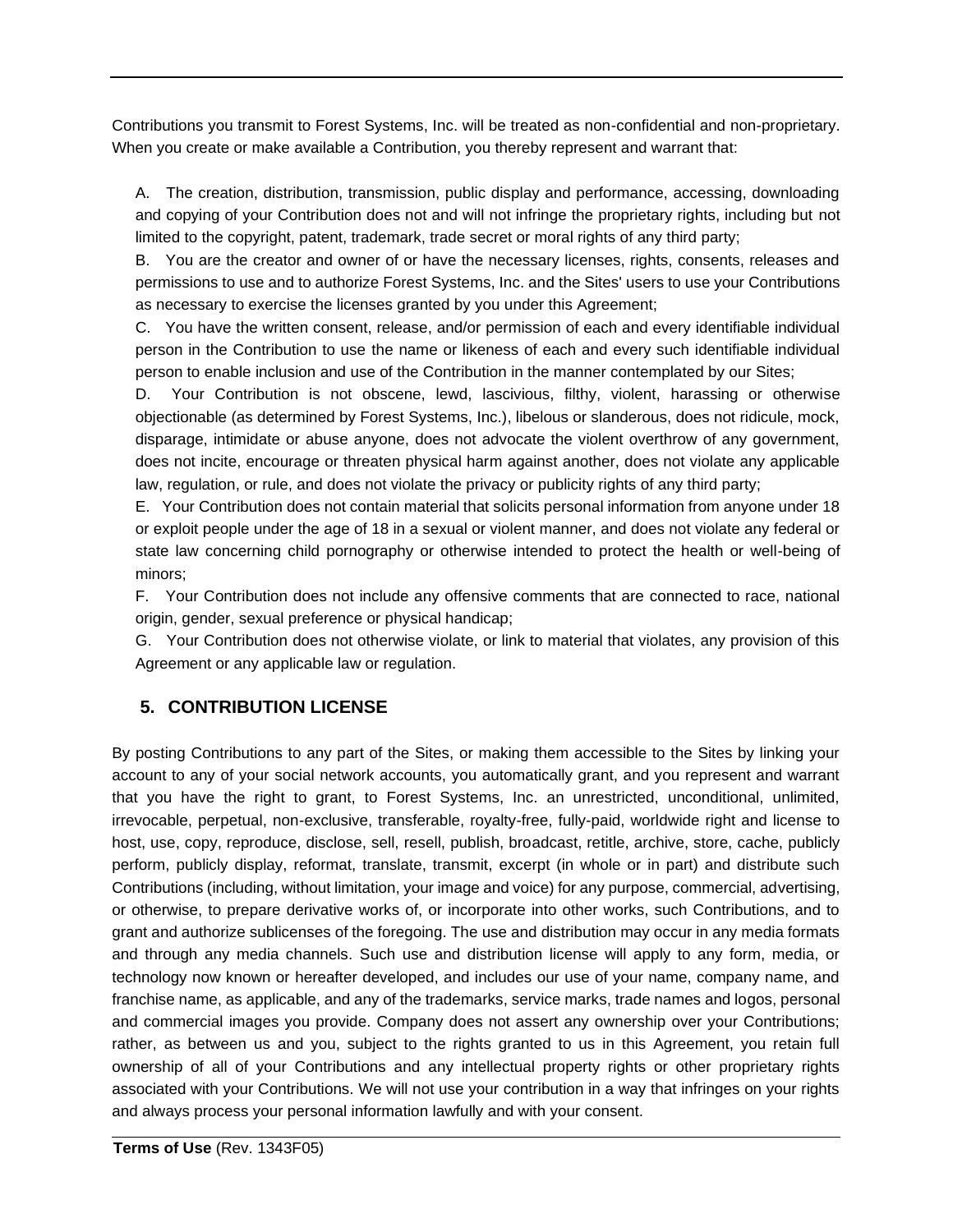Contributions you transmit to Forest Systems, Inc. will be treated as non-confidential and non-proprietary. When you create or make available a Contribution, you thereby represent and warrant that:

A. The creation, distribution, transmission, public display and performance, accessing, downloading and copying of your Contribution does not and will not infringe the proprietary rights, including but not limited to the copyright, patent, trademark, trade secret or moral rights of any third party;

B. You are the creator and owner of or have the necessary licenses, rights, consents, releases and permissions to use and to authorize Forest Systems, Inc. and the Sites' users to use your Contributions as necessary to exercise the licenses granted by you under this Agreement;

C. You have the written consent, release, and/or permission of each and every identifiable individual person in the Contribution to use the name or likeness of each and every such identifiable individual person to enable inclusion and use of the Contribution in the manner contemplated by our Sites;

D. Your Contribution is not obscene, lewd, lascivious, filthy, violent, harassing or otherwise objectionable (as determined by Forest Systems, Inc.), libelous or slanderous, does not ridicule, mock, disparage, intimidate or abuse anyone, does not advocate the violent overthrow of any government, does not incite, encourage or threaten physical harm against another, does not violate any applicable law, regulation, or rule, and does not violate the privacy or publicity rights of any third party;

E. Your Contribution does not contain material that solicits personal information from anyone under 18 or exploit people under the age of 18 in a sexual or violent manner, and does not violate any federal or state law concerning child pornography or otherwise intended to protect the health or well-being of minors;

F. Your Contribution does not include any offensive comments that are connected to race, national origin, gender, sexual preference or physical handicap;

G. Your Contribution does not otherwise violate, or link to material that violates, any provision of this Agreement or any applicable law or regulation.

## 5. CONTRIBUTION LICENSE

By posting Contributions to any part of the Sites, or making them accessible to the Sites by linking your account to any of your social network accounts, you automatically grant, and you represent and warrant that you have the right to grant, to Forest Systems, Inc. an unrestricted, unconditional, unlimited, irrevocable, perpetual, non-exclusive, transferable, royalty-free, fully-paid, worldwide right and license to host, use, copy, reproduce, disclose, sell, resell, publish, broadcast, retitle, archive, store, cache, publicly perform, publicly display, reformat, translate, transmit, excerpt (in whole or in part) and distribute such Contributions (including, without limitation, your image and voice) for any purpose, commercial, advertising, or otherwise, to prepare derivative works of, or incorporate into other works, such Contributions, and to grant and authorize sublicenses of the foregoing. The use and distribution may occur in any media formats and through any media channels. Such use and distribution license will apply to any form, media, or technology now known or hereafter developed, and includes our use of your name, company name, and franchise name, as applicable, and any of the trademarks, service marks, trade names and logos, personal and commercial images you provide. Company does not assert any ownership over your Contributions; rather, as between us and you, subject to the rights granted to us in this Agreement, you retain full ownership of all of your Contributions and any intellectual property rights or other proprietary rights associated with your Contributions. We will not use your contribution in a way that infringes on your rights and always process your personal information lawfully and with your consent.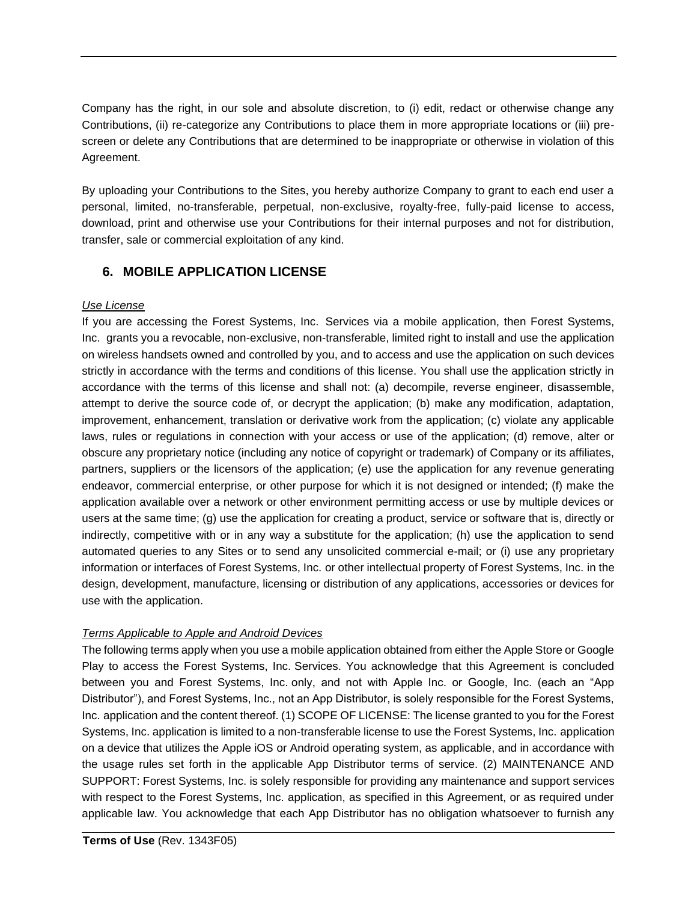Company has the right, in our sole and absolute discretion, to (i) edit, redact or otherwise change any Contributions, (ii) re-categorize any Contributions to place them in more appropriate locations or (iii) pre-screen or delete any Contributions that are determined to be inappropriate or otherwise in violation of this Agreement.

By uploading your Contributions to the Sites, you hereby authorize Company to grant to each end user a personal, limited, no-transferable, perpetual, non-exclusive, royalty-free, fully-paid license to access, download, print and otherwise use your Contributions for their internal purposes and not for distribution, transfer, sale or commercial exploitation of any kind.

## 6. MOBILE APPLICATION LICENSE

*Use License*

If you are accessing the Forest Systems, Inc. Services via a mobile application, then Forest Systems, Inc. grants you a revocable, non-exclusive, non-transferable, limited right to install and use the application on wireless handsets owned and controlled by you, and to access and use the application on such devices strictly in accordance with the terms and conditions of this license. You shall use the application strictly in accordance with the terms of this license and shall not: (a) decompile, reverse engineer, disassemble, attempt to derive the source code of, or decrypt the application; (b) make any modification, adaptation, improvement, enhancement, translation or derivative work from the application; (c) violate any applicable laws, rules or regulations in connection with your access or use of the application; (d) remove, alter or obscure any proprietary notice (including any notice of copyright or trademark) of Company or its affiliates, partners, suppliers or the licensors of the application; (e) use the application for any revenue generating endeavor, commercial enterprise, or other purpose for which it is not designed or intended; (f) make the application available over a network or other environment permitting access or use by multiple devices or users at the same time; (g) use the application for creating a product, service or software that is, directly or indirectly, competitive with or in any way a substitute for the application; (h) use the application to send automated queries to any Sites or to send any unsolicited commercial e-mail; or (i) use any proprietary information or interfaces of Forest Systems, Inc. or other intellectual property of Forest Systems, Inc. in the design, development, manufacture, licensing or distribution of any applications, accessories or devices for use with the application.

*Terms Applicable to Apple and Android Devices*

The following terms apply when you use a mobile application obtained from either the Apple Store or Google Play to access the Forest Systems, Inc. Services. You acknowledge that this Agreement is concluded between you and Forest Systems, Inc. only, and not with Apple Inc. or Google, Inc. (each an "App Distributor"), and Forest Systems, Inc., not an App Distributor, is solely responsible for the Forest Systems, Inc. application and the content thereof. (1) SCOPE OF LICENSE: The license granted to you for the Forest Systems, Inc. application is limited to a non-transferable license to use the Forest Systems, Inc. application on a device that utilizes the Apple iOS or Android operating system, as applicable, and in accordance with the usage rules set forth in the applicable App Distributor terms of service. (2) MAINTENANCE AND SUPPORT: Forest Systems, Inc. is solely responsible for providing any maintenance and support services with respect to the Forest Systems, Inc. application, as specified in this Agreement, or as required under applicable law. You acknowledge that each App Distributor has no obligation whatsoever to furnish any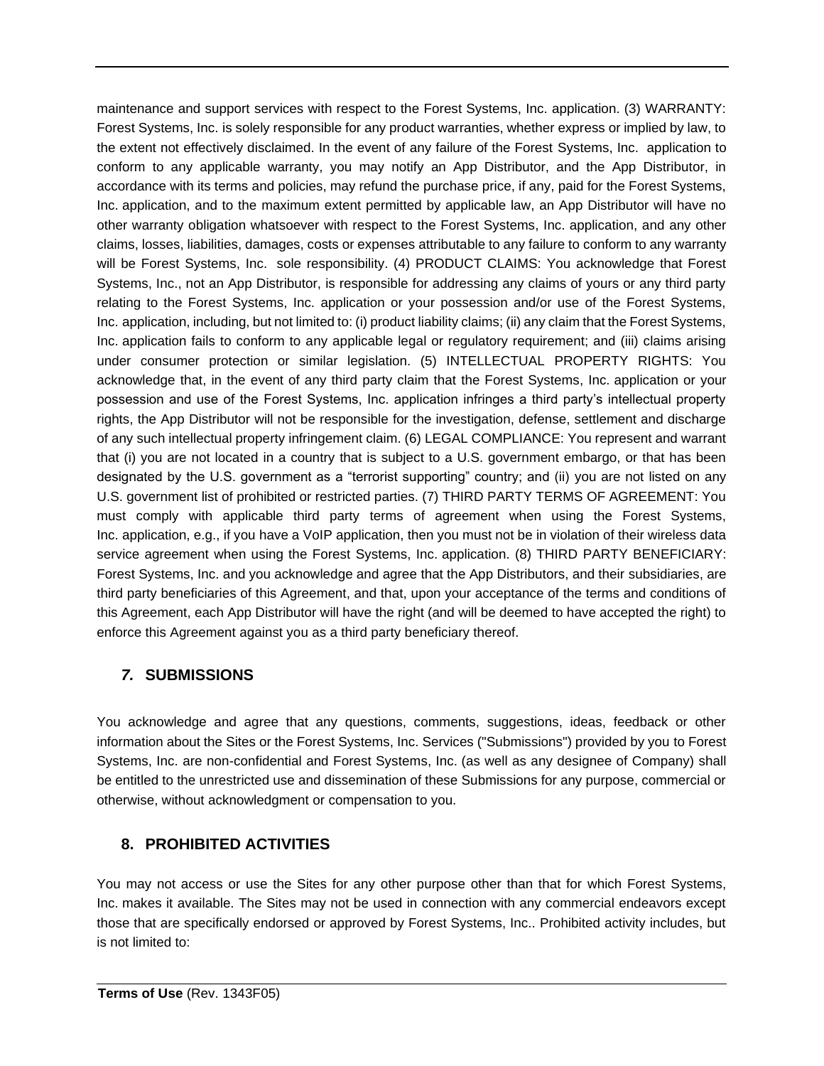maintenance and support services with respect to the Forest Systems, Inc. application. (3) WARRANTY: Forest Systems, Inc. is solely responsible for any product warranties, whether express or implied by law, to the extent not effectively disclaimed. In the event of any failure of the Forest Systems, Inc. application to conform to any applicable warranty, you may notify an App Distributor, and the App Distributor, in accordance with its terms and policies, may refund the purchase price, if any, paid for the Forest Systems, Inc. application, and to the maximum extent permitted by applicable law, an App Distributor will have no other warranty obligation whatsoever with respect to the Forest Systems, Inc. application, and any other claims, losses, liabilities, damages, costs or expenses attributable to any failure to conform to any warranty will be Forest Systems, Inc. sole responsibility. (4) PRODUCT CLAIMS: You acknowledge that Forest Systems, Inc., not an App Distributor, is responsible for addressing any claims of yours or any third party relating to the Forest Systems, Inc. application or your possession and/or use of the Forest Systems, Inc. application, including, but not limited to: (i) product liability claims; (ii) any claim that the Forest Systems, Inc. application fails to conform to any applicable legal or regulatory requirement; and (iii) claims arising under consumer protection or similar legislation. (5) INTELLECTUAL PROPERTY RIGHTS: You acknowledge that, in the event of any third party claim that the Forest Systems, Inc. application or your possession and use of the Forest Systems, Inc. application infringes a third party's intellectual property rights, the App Distributor will not be responsible for the investigation, defense, settlement and discharge of any such intellectual property infringement claim. (6) LEGAL COMPLIANCE: You represent and warrant that (i) you are not located in a country that is subject to a U.S. government embargo, or that has been designated by the U.S. government as a "terrorist supporting" country; and (ii) you are not listed on any U.S. government list of prohibited or restricted parties. (7) THIRD PARTY TERMS OF AGREEMENT: You must comply with applicable third party terms of agreement when using the Forest Systems, Inc. application, e.g., if you have a VoIP application, then you must not be in violation of their wireless data service agreement when using the Forest Systems, Inc. application. (8) THIRD PARTY BENEFICIARY: Forest Systems, Inc. and you acknowledge and agree that the App Distributors, and their subsidiaries, are third party beneficiaries of this Agreement, and that, upon your acceptance of the terms and conditions of this Agreement, each App Distributor will have the right (and will be deemed to have accepted the right) to enforce this Agreement against you as a third party beneficiary thereof.

## *7.* SUBMISSIONS

You acknowledge and agree that any questions, comments, suggestions, ideas, feedback or other information about the Sites or the Forest Systems, Inc. Services ("Submissions") provided by you to Forest Systems, Inc. are non-confidential and Forest Systems, Inc. (as well as any designee of Company) shall be entitled to the unrestricted use and dissemination of these Submissions for any purpose, commercial or otherwise, without acknowledgment or compensation to you.

## 8. PROHIBITED ACTIVITIES

You may not access or use the Sites for any other purpose other than that for which Forest Systems, Inc. makes it available. The Sites may not be used in connection with any commercial endeavors except those that are specifically endorsed or approved by Forest Systems, Inc.. Prohibited activity includes, but is not limited to: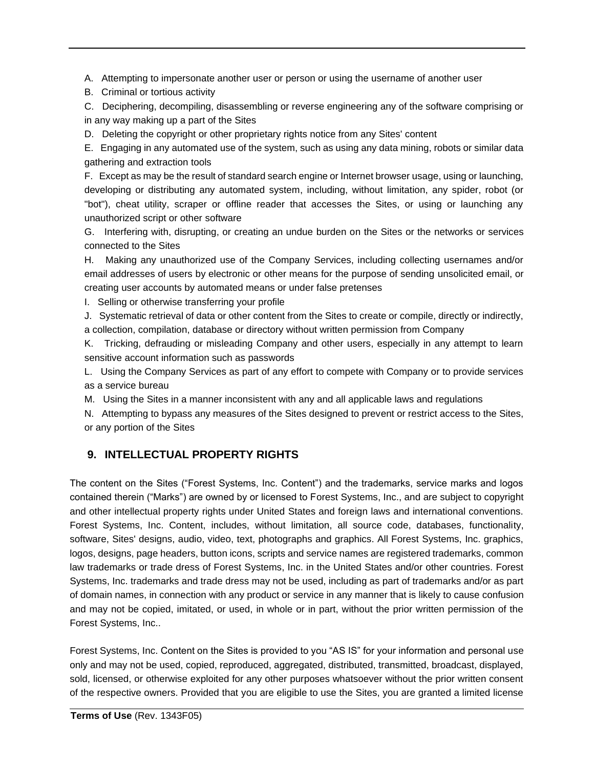A. Attempting to impersonate another user or person or using the username of another user

B. Criminal or tortious activity

C. Deciphering, decompiling, disassembling or reverse engineering any of the software comprising or in any way making up a part of the Sites

D. Deleting the copyright or other proprietary rights notice from any Sites' content

E. Engaging in any automated use of the system, such as using any data mining, robots or similar data gathering and extraction tools

F. Except as may be the result of standard search engine or Internet browser usage, using or launching, developing or distributing any automated system, including, without limitation, any spider, robot (or "bot"), cheat utility, scraper or offline reader that accesses the Sites, or using or launching any unauthorized script or other software

G. Interfering with, disrupting, or creating an undue burden on the Sites or the networks or services connected to the Sites

H. Making any unauthorized use of the Company Services, including collecting usernames and/or email addresses of users by electronic or other means for the purpose of sending unsolicited email, or creating user accounts by automated means or under false pretenses

I. Selling or otherwise transferring your profile

J. Systematic retrieval of data or other content from the Sites to create or compile, directly or indirectly, a collection, compilation, database or directory without written permission from Company

K. Tricking, defrauding or misleading Company and other users, especially in any attempt to learn sensitive account information such as passwords

L. Using the Company Services as part of any effort to compete with Company or to provide services as a service bureau

M. Using the Sites in a manner inconsistent with any and all applicable laws and regulations

N. Attempting to bypass any measures of the Sites designed to prevent or restrict access to the Sites, or any portion of the Sites

## 9. INTELLECTUAL PROPERTY RIGHTS

The content on the Sites ("Forest Systems, Inc. Content") and the trademarks, service marks and logos contained therein ("Marks") are owned by or licensed to Forest Systems, Inc., and are subject to copyright and other intellectual property rights under United States and foreign laws and international conventions. Forest Systems, Inc. Content, includes, without limitation, all source code, databases, functionality, software, Sites' designs, audio, video, text, photographs and graphics. All Forest Systems, Inc. graphics, logos, designs, page headers, button icons, scripts and service names are registered trademarks, common law trademarks or trade dress of Forest Systems, Inc. in the United States and/or other countries. Forest Systems, Inc. trademarks and trade dress may not be used, including as part of trademarks and/or as part of domain names, in connection with any product or service in any manner that is likely to cause confusion and may not be copied, imitated, or used, in whole or in part, without the prior written permission of the Forest Systems, Inc..

Forest Systems, Inc. Content on the Sites is provided to you "AS IS" for your information and personal use only and may not be used, copied, reproduced, aggregated, distributed, transmitted, broadcast, displayed, sold, licensed, or otherwise exploited for any other purposes whatsoever without the prior written consent of the respective owners. Provided that you are eligible to use the Sites, you are granted a limited license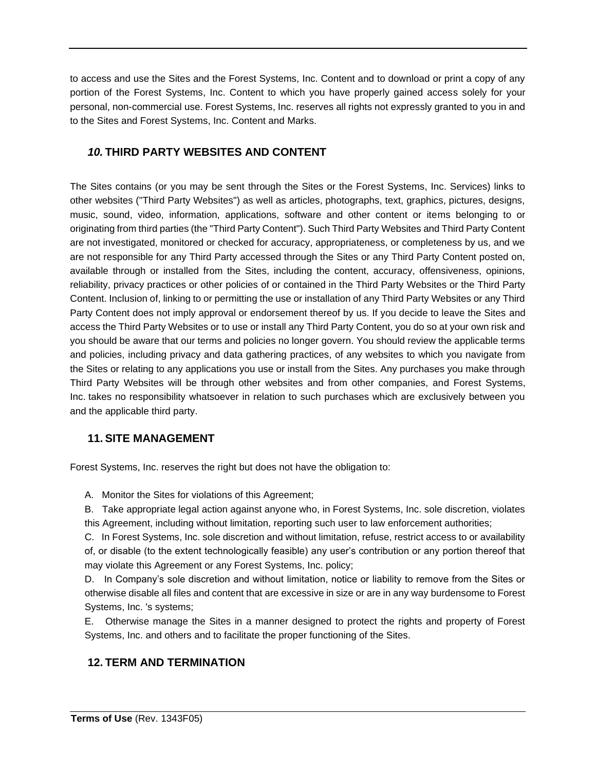to access and use the Sites and the Forest Systems, Inc. Content and to download or print a copy of any portion of the Forest Systems, Inc. Content to which you have properly gained access solely for your personal, non-commercial use. Forest Systems, Inc. reserves all rights not expressly granted to you in and to the Sites and Forest Systems, Inc. Content and Marks.

## *10.* THIRD PARTY WEBSITES AND CONTENT

The Sites contains (or you may be sent through the Sites or the Forest Systems, Inc. Services) links to other websites ("Third Party Websites") as well as articles, photographs, text, graphics, pictures, designs, music, sound, video, information, applications, software and other content or items belonging to or originating from third parties (the "Third Party Content"). Such Third Party Websites and Third Party Content are not investigated, monitored or checked for accuracy, appropriateness, or completeness by us, and we are not responsible for any Third Party accessed through the Sites or any Third Party Content posted on, available through or installed from the Sites, including the content, accuracy, offensiveness, opinions, reliability, privacy practices or other policies of or contained in the Third Party Websites or the Third Party Content. Inclusion of, linking to or permitting the use or installation of any Third Party Websites or any Third Party Content does not imply approval or endorsement thereof by us. If you decide to leave the Sites and access the Third Party Websites or to use or install any Third Party Content, you do so at your own risk and you should be aware that our terms and policies no longer govern. You should review the applicable terms and policies, including privacy and data gathering practices, of any websites to which you navigate from the Sites or relating to any applications you use or install from the Sites. Any purchases you make through Third Party Websites will be through other websites and from other companies, and Forest Systems, Inc. takes no responsibility whatsoever in relation to such purchases which are exclusively between you and the applicable third party.

## 11. SITE MANAGEMENT

Forest Systems, Inc. reserves the right but does not have the obligation to:

A. Monitor the Sites for violations of this Agreement;

B. Take appropriate legal action against anyone who, in Forest Systems, Inc. sole discretion, violates this Agreement, including without limitation, reporting such user to law enforcement authorities;

C. In Forest Systems, Inc. sole discretion and without limitation, refuse, restrict access to or availability of, or disable (to the extent technologically feasible) any user's contribution or any portion thereof that may violate this Agreement or any Forest Systems, Inc. policy;

D. In Company's sole discretion and without limitation, notice or liability to remove from the Sites or otherwise disable all files and content that are excessive in size or are in any way burdensome to Forest Systems, Inc. 's systems;

E. Otherwise manage the Sites in a manner designed to protect the rights and property of Forest Systems, Inc. and others and to facilitate the proper functioning of the Sites.

## 12. TERM AND TERMINATION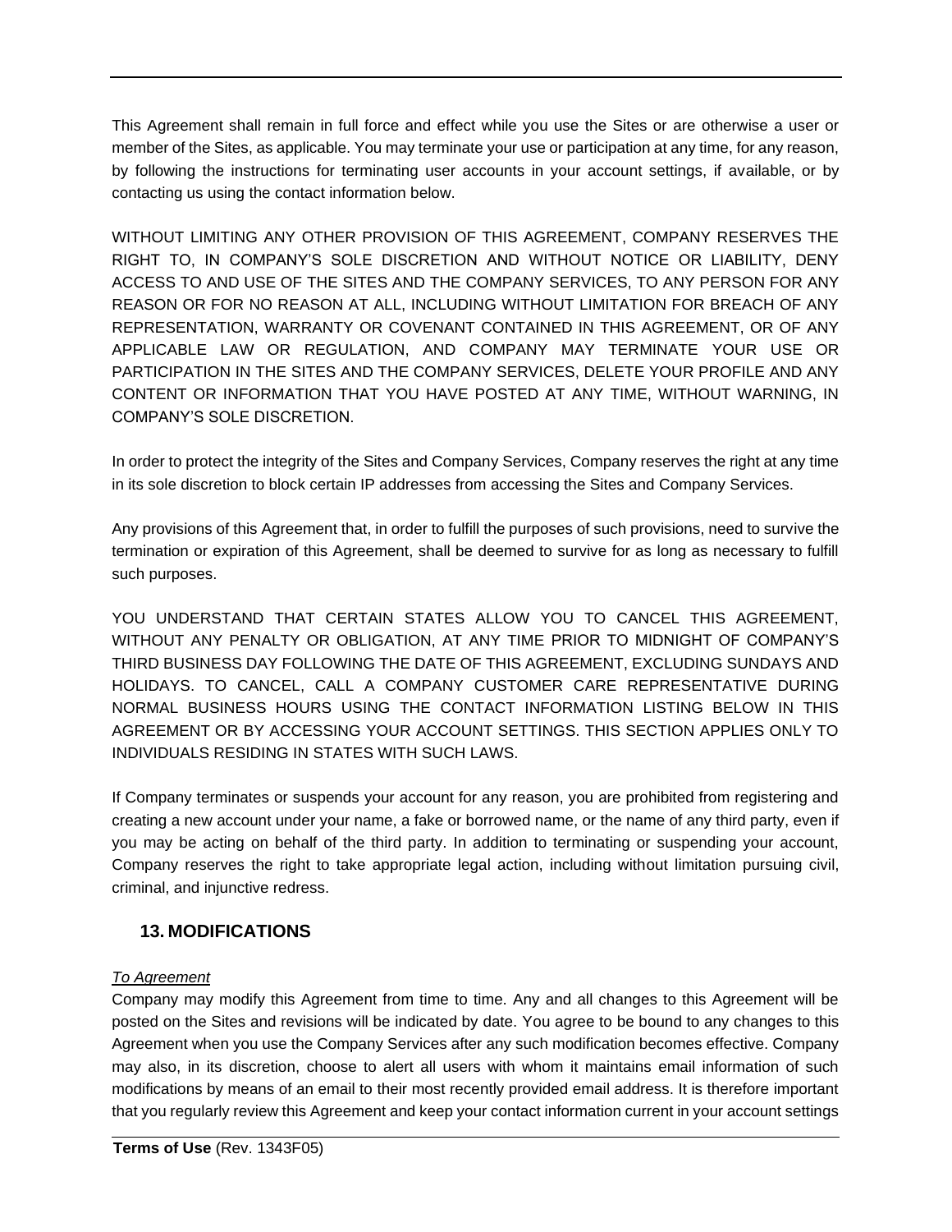This Agreement shall remain in full force and effect while you use the Sites or are otherwise a user or member of the Sites, as applicable. You may terminate your use or participation at any time, for any reason, by following the instructions for terminating user accounts in your account settings, if available, or by contacting us using the contact information below.

WITHOUT LIMITING ANY OTHER PROVISION OF THIS AGREEMENT, COMPANY RESERVES THE RIGHT TO, IN COMPANY'S SOLE DISCRETION AND WITHOUT NOTICE OR LIABILITY, DENY ACCESS TO AND USE OF THE SITES AND THE COMPANY SERVICES, TO ANY PERSON FOR ANY REASON OR FOR NO REASON AT ALL, INCLUDING WITHOUT LIMITATION FOR BREACH OF ANY REPRESENTATION, WARRANTY OR COVENANT CONTAINED IN THIS AGREEMENT, OR OF ANY APPLICABLE LAW OR REGULATION, AND COMPANY MAY TERMINATE YOUR USE OR PARTICIPATION IN THE SITES AND THE COMPANY SERVICES, DELETE YOUR PROFILE AND ANY CONTENT OR INFORMATION THAT YOU HAVE POSTED AT ANY TIME, WITHOUT WARNING, IN COMPANY'S SOLE DISCRETION.

In order to protect the integrity of the Sites and Company Services, Company reserves the right at any time in its sole discretion to block certain IP addresses from accessing the Sites and Company Services.

Any provisions of this Agreement that, in order to fulfill the purposes of such provisions, need to survive the termination or expiration of this Agreement, shall be deemed to survive for as long as necessary to fulfill such purposes.

YOU UNDERSTAND THAT CERTAIN STATES ALLOW YOU TO CANCEL THIS AGREEMENT, WITHOUT ANY PENALTY OR OBLIGATION, AT ANY TIME PRIOR TO MIDNIGHT OF COMPANY'S THIRD BUSINESS DAY FOLLOWING THE DATE OF THIS AGREEMENT, EXCLUDING SUNDAYS AND HOLIDAYS. TO CANCEL, CALL A COMPANY CUSTOMER CARE REPRESENTATIVE DURING NORMAL BUSINESS HOURS USING THE CONTACT INFORMATION LISTING BELOW IN THIS AGREEMENT OR BY ACCESSING YOUR ACCOUNT SETTINGS. THIS SECTION APPLIES ONLY TO INDIVIDUALS RESIDING IN STATES WITH SUCH LAWS.

If Company terminates or suspends your account for any reason, you are prohibited from registering and creating a new account under your name, a fake or borrowed name, or the name of any third party, even if you may be acting on behalf of the third party. In addition to terminating or suspending your account, Company reserves the right to take appropriate legal action, including without limitation pursuing civil, criminal, and injunctive redress.

## 13. MODIFICATIONS

*To Agreement*

Company may modify this Agreement from time to time. Any and all changes to this Agreement will be posted on the Sites and revisions will be indicated by date. You agree to be bound to any changes to this Agreement when you use the Company Services after any such modification becomes effective. Company may also, in its discretion, choose to alert all users with whom it maintains email information of such modifications by means of an email to their most recently provided email address. It is therefore important that you regularly review this Agreement and keep your contact information current in your account settings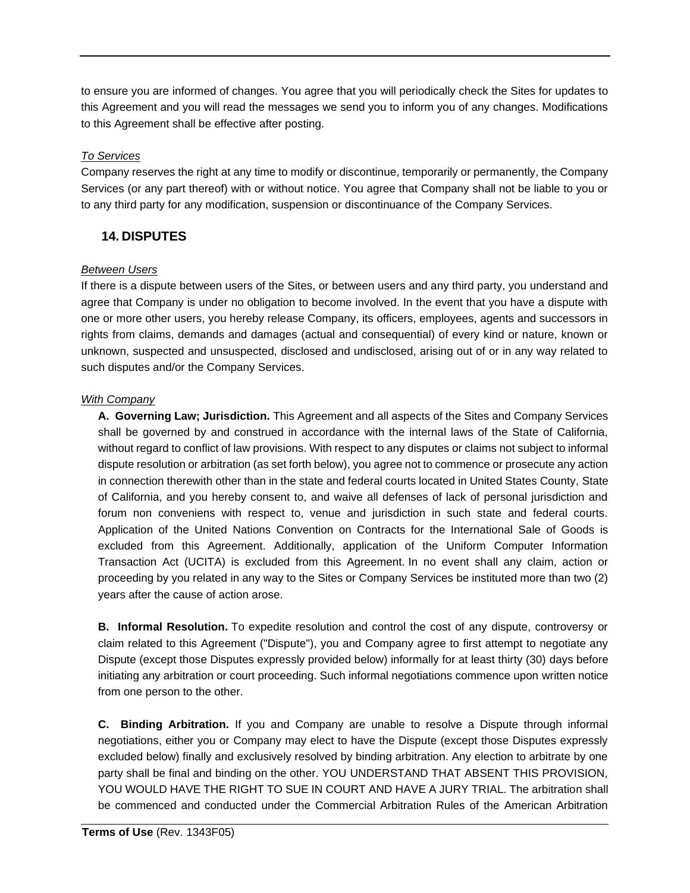to ensure you are informed of changes. You agree that you will periodically check the Sites for updates to this Agreement and you will read the messages we send you to inform you of any changes. Modifications to this Agreement shall be effective after posting.

*To Services*

Company reserves the right at any time to modify or discontinue, temporarily or permanently, the Company Services (or any part thereof) with or without notice. You agree that Company shall not be liable to you or to any third party for any modification, suspension or discontinuance of the Company Services.

## 14. DISPUTES

*Between Users*

If there is a dispute between users of the Sites, or between users and any third party, you understand and agree that Company is under no obligation to become involved. In the event that you have a dispute with one or more other users, you hereby release Company, its officers, employees, agents and successors in rights from claims, demands and damages (actual and consequential) of every kind or nature, known or unknown, suspected and unsuspected, disclosed and undisclosed, arising out of or in any way related to such disputes and/or the Company Services.

*With Company*

**A. Governing Law; Jurisdiction.** This Agreement and all aspects of the Sites and Company Services shall be governed by and construed in accordance with the internal laws of the State of California, without regard to conflict of law provisions. With respect to any disputes or claims not subject to informal dispute resolution or arbitration (as set forth below), you agree not to commence or prosecute any action in connection therewith other than in the state and federal courts located in United States County, State of California, and you hereby consent to, and waive all defenses of lack of personal jurisdiction and forum non conveniens with respect to, venue and jurisdiction in such state and federal courts. Application of the United Nations Convention on Contracts for the International Sale of Goods is excluded from this Agreement. Additionally, application of the Uniform Computer Information Transaction Act (UCITA) is excluded from this Agreement. In no event shall any claim, action or proceeding by you related in any way to the Sites or Company Services be instituted more than two (2) years after the cause of action arose.

**B. Informal Resolution.** To expedite resolution and control the cost of any dispute, controversy or claim related to this Agreement ("Dispute"), you and Company agree to first attempt to negotiate any Dispute (except those Disputes expressly provided below) informally for at least thirty (30) days before initiating any arbitration or court proceeding. Such informal negotiations commence upon written notice from one person to the other.

**C. Binding Arbitration.** If you and Company are unable to resolve a Dispute through informal negotiations, either you or Company may elect to have the Dispute (except those Disputes expressly excluded below) finally and exclusively resolved by binding arbitration. Any election to arbitrate by one party shall be final and binding on the other. YOU UNDERSTAND THAT ABSENT THIS PROVISION, YOU WOULD HAVE THE RIGHT TO SUE IN COURT AND HAVE A JURY TRIAL. The arbitration shall be commenced and conducted under the Commercial Arbitration Rules of the American Arbitration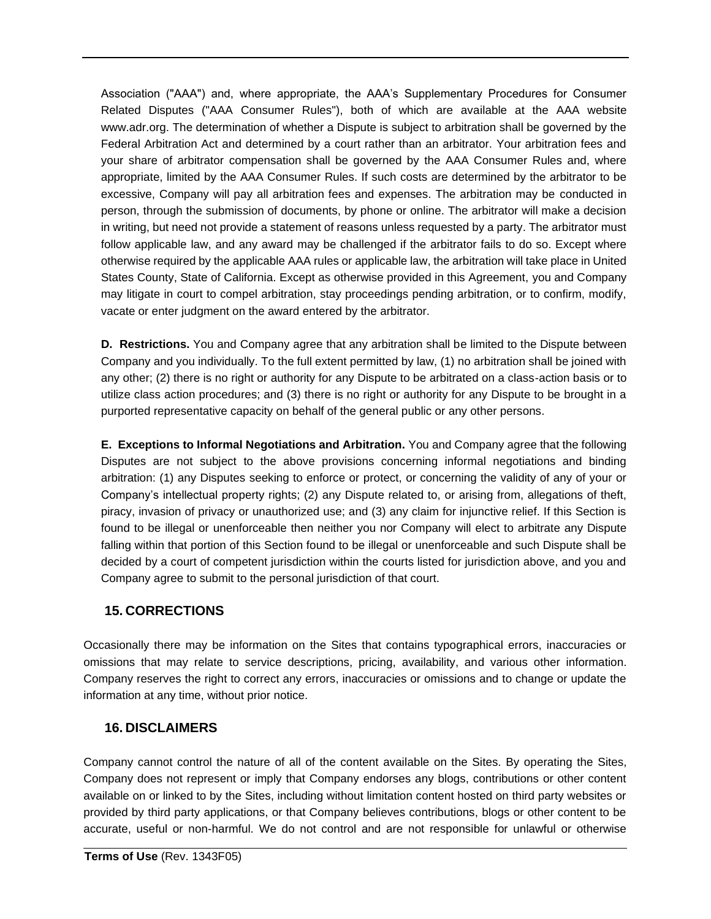Association ("AAA") and, where appropriate, the AAA's Supplementary Procedures for Consumer Related Disputes ("AAA Consumer Rules"), both of which are available at the AAA website www.adr.org. The determination of whether a Dispute is subject to arbitration shall be governed by the Federal Arbitration Act and determined by a court rather than an arbitrator. Your arbitration fees and your share of arbitrator compensation shall be governed by the AAA Consumer Rules and, where appropriate, limited by the AAA Consumer Rules. If such costs are determined by the arbitrator to be excessive, Company will pay all arbitration fees and expenses. The arbitration may be conducted in person, through the submission of documents, by phone or online. The arbitrator will make a decision in writing, but need not provide a statement of reasons unless requested by a party. The arbitrator must follow applicable law, and any award may be challenged if the arbitrator fails to do so. Except where otherwise required by the applicable AAA rules or applicable law, the arbitration will take place in United States County, State of California. Except as otherwise provided in this Agreement, you and Company may litigate in court to compel arbitration, stay proceedings pending arbitration, or to confirm, modify, vacate or enter judgment on the award entered by the arbitrator.

**D. Restrictions.** You and Company agree that any arbitration shall be limited to the Dispute between Company and you individually. To the full extent permitted by law, (1) no arbitration shall be joined with any other; (2) there is no right or authority for any Dispute to be arbitrated on a class-action basis or to utilize class action procedures; and (3) there is no right or authority for any Dispute to be brought in a purported representative capacity on behalf of the general public or any other persons.

**E. Exceptions to Informal Negotiations and Arbitration.** You and Company agree that the following Disputes are not subject to the above provisions concerning informal negotiations and binding arbitration: (1) any Disputes seeking to enforce or protect, or concerning the validity of any of your or Company's intellectual property rights; (2) any Dispute related to, or arising from, allegations of theft, piracy, invasion of privacy or unauthorized use; and (3) any claim for injunctive relief. If this Section is found to be illegal or unenforceable then neither you nor Company will elect to arbitrate any Dispute falling within that portion of this Section found to be illegal or unenforceable and such Dispute shall be decided by a court of competent jurisdiction within the courts listed for jurisdiction above, and you and Company agree to submit to the personal jurisdiction of that court.

## 15. CORRECTIONS

Occasionally there may be information on the Sites that contains typographical errors, inaccuracies or omissions that may relate to service descriptions, pricing, availability, and various other information. Company reserves the right to correct any errors, inaccuracies or omissions and to change or update the information at any time, without prior notice.

## 16. DISCLAIMERS

Company cannot control the nature of all of the content available on the Sites. By operating the Sites, Company does not represent or imply that Company endorses any blogs, contributions or other content available on or linked to by the Sites, including without limitation content hosted on third party websites or provided by third party applications, or that Company believes contributions, blogs or other content to be accurate, useful or non-harmful. We do not control and are not responsible for unlawful or otherwise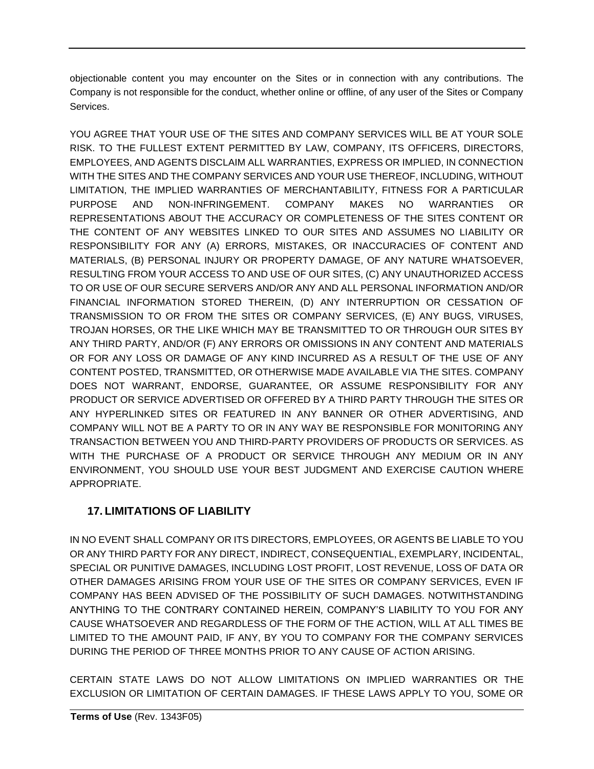objectionable content you may encounter on the Sites or in connection with any contributions. The Company is not responsible for the conduct, whether online or offline, of any user of the Sites or Company Services.

YOU AGREE THAT YOUR USE OF THE SITES AND COMPANY SERVICES WILL BE AT YOUR SOLE RISK. TO THE FULLEST EXTENT PERMITTED BY LAW, COMPANY, ITS OFFICERS, DIRECTORS, EMPLOYEES, AND AGENTS DISCLAIM ALL WARRANTIES, EXPRESS OR IMPLIED, IN CONNECTION WITH THE SITES AND THE COMPANY SERVICES AND YOUR USE THEREOF, INCLUDING, WITHOUT LIMITATION, THE IMPLIED WARRANTIES OF MERCHANTABILITY, FITNESS FOR A PARTICULAR PURPOSE AND NON-INFRINGEMENT. COMPANY MAKES NO WARRANTIES OR REPRESENTATIONS ABOUT THE ACCURACY OR COMPLETENESS OF THE SITES CONTENT OR THE CONTENT OF ANY WEBSITES LINKED TO OUR SITES AND ASSUMES NO LIABILITY OR RESPONSIBILITY FOR ANY (A) ERRORS, MISTAKES, OR INACCURACIES OF CONTENT AND MATERIALS, (B) PERSONAL INJURY OR PROPERTY DAMAGE, OF ANY NATURE WHATSOEVER, RESULTING FROM YOUR ACCESS TO AND USE OF OUR SITES, (C) ANY UNAUTHORIZED ACCESS TO OR USE OF OUR SECURE SERVERS AND/OR ANY AND ALL PERSONAL INFORMATION AND/OR FINANCIAL INFORMATION STORED THEREIN, (D) ANY INTERRUPTION OR CESSATION OF TRANSMISSION TO OR FROM THE SITES OR COMPANY SERVICES, (E) ANY BUGS, VIRUSES, TROJAN HORSES, OR THE LIKE WHICH MAY BE TRANSMITTED TO OR THROUGH OUR SITES BY ANY THIRD PARTY, AND/OR (F) ANY ERRORS OR OMISSIONS IN ANY CONTENT AND MATERIALS OR FOR ANY LOSS OR DAMAGE OF ANY KIND INCURRED AS A RESULT OF THE USE OF ANY CONTENT POSTED, TRANSMITTED, OR OTHERWISE MADE AVAILABLE VIA THE SITES. COMPANY DOES NOT WARRANT, ENDORSE, GUARANTEE, OR ASSUME RESPONSIBILITY FOR ANY PRODUCT OR SERVICE ADVERTISED OR OFFERED BY A THIRD PARTY THROUGH THE SITES OR ANY HYPERLINKED SITES OR FEATURED IN ANY BANNER OR OTHER ADVERTISING, AND COMPANY WILL NOT BE A PARTY TO OR IN ANY WAY BE RESPONSIBLE FOR MONITORING ANY TRANSACTION BETWEEN YOU AND THIRD-PARTY PROVIDERS OF PRODUCTS OR SERVICES. AS WITH THE PURCHASE OF A PRODUCT OR SERVICE THROUGH ANY MEDIUM OR IN ANY ENVIRONMENT, YOU SHOULD USE YOUR BEST JUDGMENT AND EXERCISE CAUTION WHERE APPROPRIATE.

## 17. LIMITATIONS OF LIABILITY

IN NO EVENT SHALL COMPANY OR ITS DIRECTORS, EMPLOYEES, OR AGENTS BE LIABLE TO YOU OR ANY THIRD PARTY FOR ANY DIRECT, INDIRECT, CONSEQUENTIAL, EXEMPLARY, INCIDENTAL, SPECIAL OR PUNITIVE DAMAGES, INCLUDING LOST PROFIT, LOST REVENUE, LOSS OF DATA OR OTHER DAMAGES ARISING FROM YOUR USE OF THE SITES OR COMPANY SERVICES, EVEN IF COMPANY HAS BEEN ADVISED OF THE POSSIBILITY OF SUCH DAMAGES. NOTWITHSTANDING ANYTHING TO THE CONTRARY CONTAINED HEREIN, COMPANY'S LIABILITY TO YOU FOR ANY CAUSE WHATSOEVER AND REGARDLESS OF THE FORM OF THE ACTION, WILL AT ALL TIMES BE LIMITED TO THE AMOUNT PAID, IF ANY, BY YOU TO COMPANY FOR THE COMPANY SERVICES DURING THE PERIOD OF THREE MONTHS PRIOR TO ANY CAUSE OF ACTION ARISING.

CERTAIN STATE LAWS DO NOT ALLOW LIMITATIONS ON IMPLIED WARRANTIES OR THE EXCLUSION OR LIMITATION OF CERTAIN DAMAGES. IF THESE LAWS APPLY TO YOU, SOME OR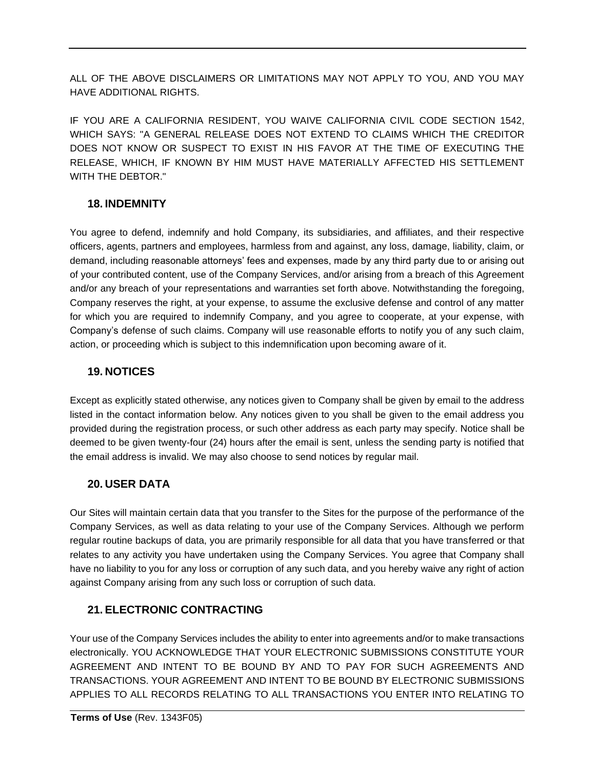ALL OF THE ABOVE DISCLAIMERS OR LIMITATIONS MAY NOT APPLY TO YOU, AND YOU MAY HAVE ADDITIONAL RIGHTS.

IF YOU ARE A CALIFORNIA RESIDENT, YOU WAIVE CALIFORNIA CIVIL CODE SECTION 1542, WHICH SAYS: "A GENERAL RELEASE DOES NOT EXTEND TO CLAIMS WHICH THE CREDITOR DOES NOT KNOW OR SUSPECT TO EXIST IN HIS FAVOR AT THE TIME OF EXECUTING THE RELEASE, WHICH, IF KNOWN BY HIM MUST HAVE MATERIALLY AFFECTED HIS SETTLEMENT WITH THE DEBTOR."

## 18. INDEMNITY

You agree to defend, indemnify and hold Company, its subsidiaries, and affiliates, and their respective officers, agents, partners and employees, harmless from and against, any loss, damage, liability, claim, or demand, including reasonable attorneys' fees and expenses, made by any third party due to or arising out of your contributed content, use of the Company Services, and/or arising from a breach of this Agreement and/or any breach of your representations and warranties set forth above. Notwithstanding the foregoing, Company reserves the right, at your expense, to assume the exclusive defense and control of any matter for which you are required to indemnify Company, and you agree to cooperate, at your expense, with Company's defense of such claims. Company will use reasonable efforts to notify you of any such claim, action, or proceeding which is subject to this indemnification upon becoming aware of it.

## 19. NOTICES

Except as explicitly stated otherwise, any notices given to Company shall be given by email to the address listed in the contact information below. Any notices given to you shall be given to the email address you provided during the registration process, or such other address as each party may specify. Notice shall be deemed to be given twenty-four (24) hours after the email is sent, unless the sending party is notified that the email address is invalid. We may also choose to send notices by regular mail.

## 20. USER DATA

Our Sites will maintain certain data that you transfer to the Sites for the purpose of the performance of the Company Services, as well as data relating to your use of the Company Services. Although we perform regular routine backups of data, you are primarily responsible for all data that you have transferred or that relates to any activity you have undertaken using the Company Services. You agree that Company shall have no liability to you for any loss or corruption of any such data, and you hereby waive any right of action against Company arising from any such loss or corruption of such data.

## 21. ELECTRONIC CONTRACTING

Your use of the Company Services includes the ability to enter into agreements and/or to make transactions electronically. YOU ACKNOWLEDGE THAT YOUR ELECTRONIC SUBMISSIONS CONSTITUTE YOUR AGREEMENT AND INTENT TO BE BOUND BY AND TO PAY FOR SUCH AGREEMENTS AND TRANSACTIONS. YOUR AGREEMENT AND INTENT TO BE BOUND BY ELECTRONIC SUBMISSIONS APPLIES TO ALL RECORDS RELATING TO ALL TRANSACTIONS YOU ENTER INTO RELATING TO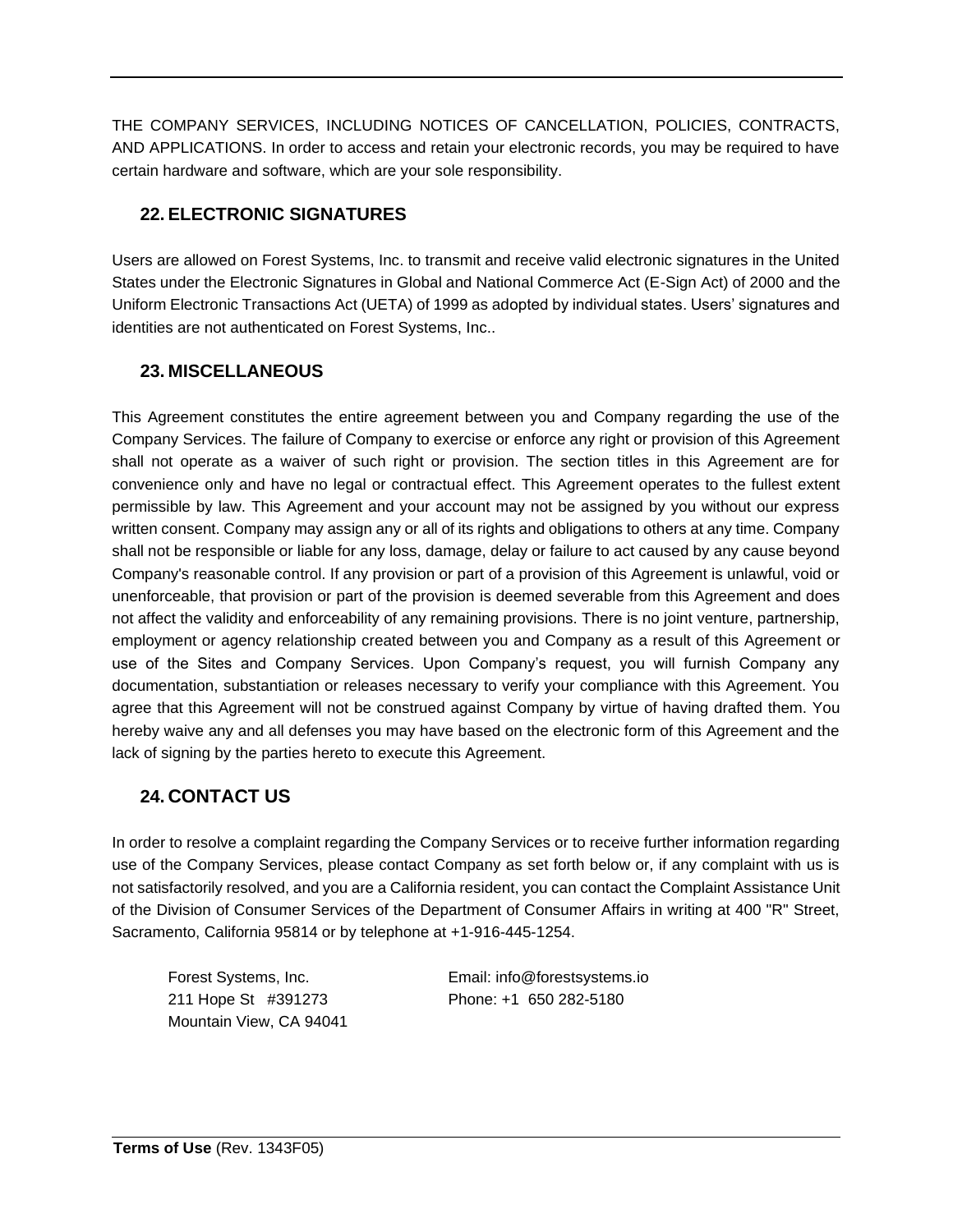THE COMPANY SERVICES, INCLUDING NOTICES OF CANCELLATION, POLICIES, CONTRACTS, AND APPLICATIONS. In order to access and retain your electronic records, you may be required to have certain hardware and software, which are your sole responsibility.

## 22. ELECTRONIC SIGNATURES

Users are allowed on Forest Systems, Inc. to transmit and receive valid electronic signatures in the United States under the Electronic Signatures in Global and National Commerce Act (E-Sign Act) of 2000 and the Uniform Electronic Transactions Act (UETA) of 1999 as adopted by individual states. Users' signatures and identities are not authenticated on Forest Systems, Inc..

## 23. MISCELLANEOUS

This Agreement constitutes the entire agreement between you and Company regarding the use of the Company Services. The failure of Company to exercise or enforce any right or provision of this Agreement shall not operate as a waiver of such right or provision. The section titles in this Agreement are for convenience only and have no legal or contractual effect. This Agreement operates to the fullest extent permissible by law. This Agreement and your account may not be assigned by you without our express written consent. Company may assign any or all of its rights and obligations to others at any time. Company shall not be responsible or liable for any loss, damage, delay or failure to act caused by any cause beyond Company's reasonable control. If any provision or part of a provision of this Agreement is unlawful, void or unenforceable, that provision or part of the provision is deemed severable from this Agreement and does not affect the validity and enforceability of any remaining provisions. There is no joint venture, partnership, employment or agency relationship created between you and Company as a result of this Agreement or use of the Sites and Company Services. Upon Company's request, you will furnish Company any documentation, substantiation or releases necessary to verify your compliance with this Agreement. You agree that this Agreement will not be construed against Company by virtue of having drafted them. You hereby waive any and all defenses you may have based on the electronic form of this Agreement and the lack of signing by the parties hereto to execute this Agreement.

## 24. CONTACT US

In order to resolve a complaint regarding the Company Services or to receive further information regarding use of the Company Services, please contact Company as set forth below or, if any complaint with us is not satisfactorily resolved, and you are a California resident, you can contact the Complaint Assistance Unit of the Division of Consumer Services of the Department of Consumer Affairs in writing at 400 "R" Street, Sacramento, California 95814 or by telephone at +1-916-445-1254.

Forest Systems, Inc.
211 Hope St #391273
Mountain View, CA 94041

Email: info@forestsystems.io
Phone: +1 650 282-5180